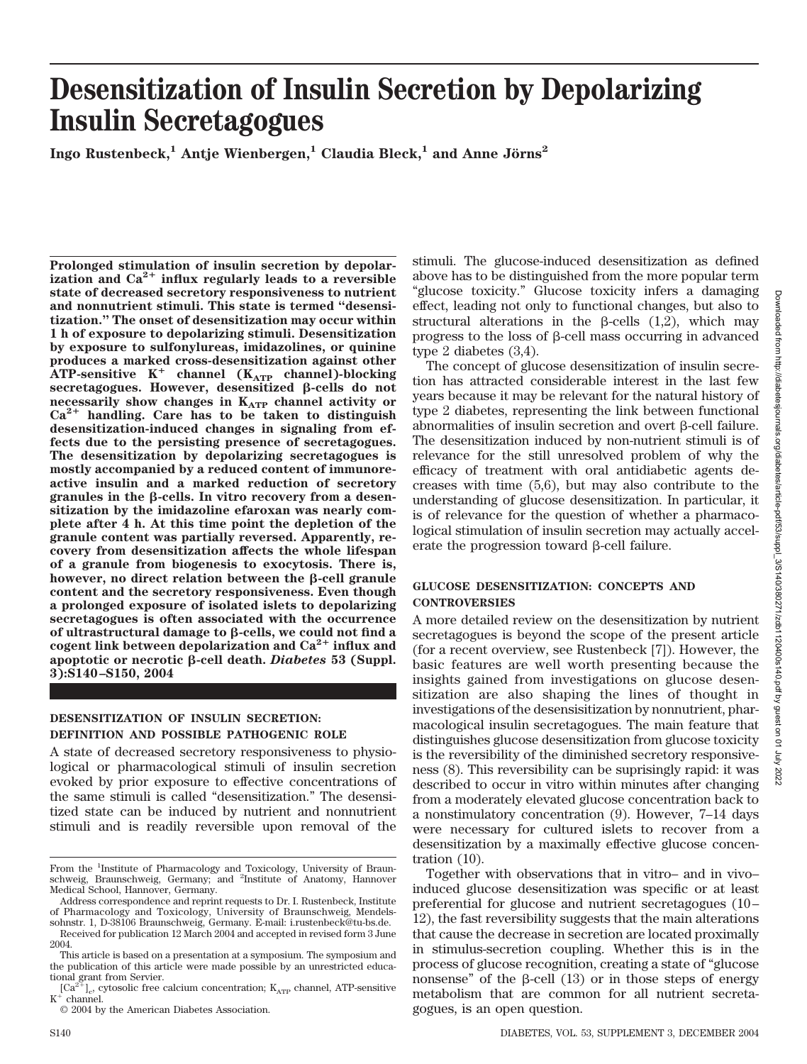# Desensitization of Insulin Secretion by Depolarizing Insulin Secretagogues

**Ingo Rustenbeck,[1] Antje Wienbergen,[1] Claudia Bleck,[1] and Anne Jörns[2]**

**Prolonged stimulation of insulin secretion by depolarization and $Ca^{2+}$ influx regularly leads to a reversible state of decreased secretory responsiveness to nutrient and nonnutrient stimuli. This state is termed "desensitization." The onset of desensitization may occur within 1 h of exposure to depolarizing stimuli. Desensitization by exposure to sulfonylureas, imidazolines, or quinine produces a marked cross-desensitization against other ATP-sensitive $K^+$ channel ($K_{ATP}$ channel)-blocking secretagogues. However, desensitized β-cells do not necessarily show changes in $K_{ATP}$ channel activity or $Ca^{2+}$ handling. Care has to be taken to distinguish desensitization-induced changes in signaling from effects due to the persisting presence of secretagogues. The desensitization by depolarizing secretagogues is mostly accompanied by a reduced content of immunoreactive insulin and a marked reduction of secretory granules in the β-cells. In vitro recovery from a desensitization by the imidazoline efaroxan was nearly complete after 4 h. At this time point the depletion of the granule content was partially reversed. Apparently, recovery from desensitization affects the whole lifespan of a granule from biogenesis to exocytosis. There is, however, no direct relation between the β-cell granule content and the secretory responsiveness. Even though a prolonged exposure of isolated islets to depolarizing secretagogues is often associated with the occurrence of ultrastructural damage to β-cells, we could not find a cogent link between depolarization and $Ca^{2+}$ influx and apoptotic or necrotic β-cell death. *Diabetes* 53 (Suppl. 3):S140–S150, 2004**

## DESENSITIZATION OF INSULIN SECRETION: DEFINITION AND POSSIBLE PATHOGENIC ROLE

A state of decreased secretory responsiveness to physiological or pharmacological stimuli of insulin secretion evoked by prior exposure to effective concentrations of the same stimuli is called "desensitization." The desensitized state can be induced by nutrient and nonnutrient stimuli and is readily reversible upon removal of the stimuli. The glucose-induced desensitization as defined above has to be distinguished from the more popular term "glucose toxicity." Glucose toxicity infers a damaging effect, leading not only to functional changes, but also to structural alterations in the β-cells (1,2), which may progress to the loss of β-cell mass occurring in advanced type 2 diabetes (3,4).

The concept of glucose desensitization of insulin secretion has attracted considerable interest in the last few years because it may be relevant for the natural history of type 2 diabetes, representing the link between functional abnormalities of insulin secretion and overt β-cell failure. The desensitization induced by non-nutrient stimuli is of relevance for the still unresolved problem of why the efficacy of treatment with oral antidiabetic agents decreases with time (5,6), but may also contribute to the understanding of glucose desensitization. In particular, it is of relevance for the question of whether a pharmacological stimulation of insulin secretion may actually accelerate the progression toward β-cell failure.

## GLUCOSE DESENSITIZATION: CONCEPTS AND CONTROVERSIES

A more detailed review on the desensitization by nutrient secretagogues is beyond the scope of the present article (for a recent overview, see Rustenbeck [7]). However, the basic features are well worth presenting because the insights gained from investigations on glucose desensitization are also shaping the lines of thought in investigations of the desensisitization by nonnutrient, pharmacological insulin secretagogues. The main feature that distinguishes glucose desensitization from glucose toxicity is the reversibility of the diminished secretory responsiveness (8). This reversibility can be suprisingly rapid: it was described to occur in vitro within minutes after changing from a moderately elevated glucose concentration back to a nonstimulatory concentration (9). However, 7–14 days were necessary for cultured islets to recover from a desensitization by a maximally effective glucose concentration (10).

Together with observations that in vitro– and in vivo–induced glucose desensitization was specific or at least preferential for glucose and nutrient secretagogues (10–12), the fast reversibility suggests that the main alterations that cause the decrease in secretion are located proximally in stimulus-secretion coupling. Whether this is in the process of glucose recognition, creating a state of "glucose nonsense" of the β-cell (13) or in those steps of energy metabolism that are common for all nutrient secretagogues, is an open question.

From the [1]Institute of Pharmacology and Toxicology, University of Braunschweig, Braunschweig, Germany; and [2]Institute of Anatomy, Hannover Medical School, Hannover, Germany.

Address correspondence and reprint requests to Dr. I. Rustenbeck, Institute of Pharmacology and Toxicology, University of Braunschweig, Mendelssohnstr. 1, D-38106 Braunschweig, Germany. E-mail: i.rustenbeck@tu-bs.de.

Received for publication 12 March 2004 and accepted in revised form 3 June 2004.

This article is based on a presentation at a symposium. The symposium and the publication of this article were made possible by an unrestricted educational grant from Servier.

$[Ca^{2+}]_c$, cytosolic free calcium concentration; $K_{ATP}$ channel, ATP-sensitive $K^+$ channel.

© 2004 by the American Diabetes Association.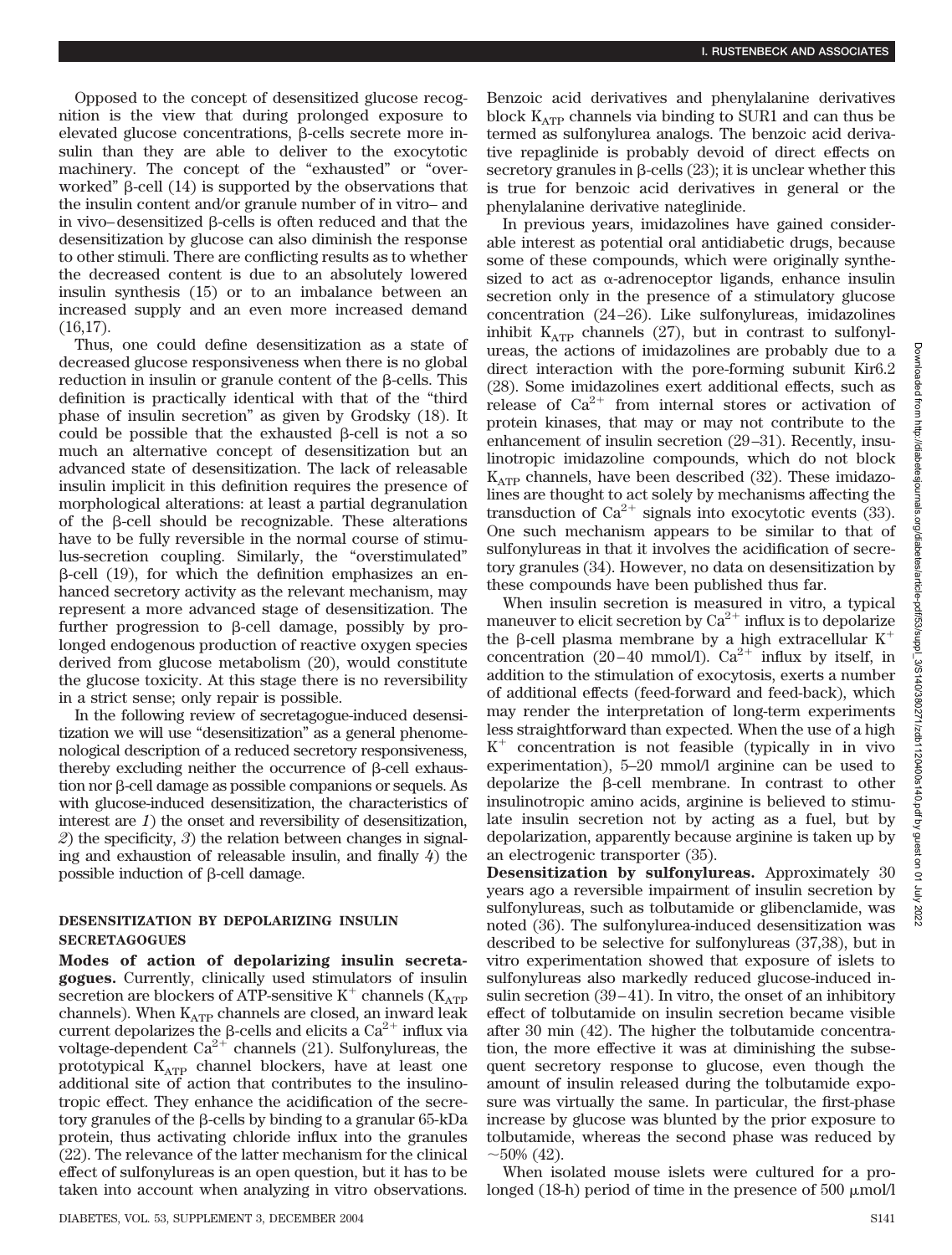Opposed to the concept of desensitized glucose recognition is the view that during prolonged exposure to elevated glucose concentrations, β-cells secrete more insulin than they are able to deliver to the exocytotic machinery. The concept of the "exhausted" or "overworked" β-cell (14) is supported by the observations that the insulin content and/or granule number of in vitro– and in vivo–desensitized β-cells is often reduced and that the desensitization by glucose can also diminish the response to other stimuli. There are conflicting results as to whether the decreased content is due to an absolutely lowered insulin synthesis (15) or to an imbalance between an increased supply and an even more increased demand (16,17).

Thus, one could define desensitization as a state of decreased glucose responsiveness when there is no global reduction in insulin or granule content of the β-cells. This definition is practically identical with that of the "third phase of insulin secretion" as given by Grodsky (18). It could be possible that the exhausted β-cell is not a so much an alternative concept of desensitization but an advanced state of desensitization. The lack of releasable insulin implicit in this definition requires the presence of morphological alterations: at least a partial degranulation of the β-cell should be recognizable. These alterations have to be fully reversible in the normal course of stimulus-secretion coupling. Similarly, the "overstimulated" β-cell (19), for which the definition emphasizes an enhanced secretory activity as the relevant mechanism, may represent a more advanced stage of desensitization. The further progression to β-cell damage, possibly by prolonged endogenous production of reactive oxygen species derived from glucose metabolism (20), would constitute the glucose toxicity. At this stage there is no reversibility in a strict sense; only repair is possible.

In the following review of secretagogue-induced desensitization we will use "desensitization" as a general phenomenological description of a reduced secretory responsiveness, thereby excluding neither the occurrence of β-cell exhaustion nor β-cell damage as possible companions or sequels. As with glucose-induced desensitization, the characteristics of interest are *1*) the onset and reversibility of desensitization, *2*) the specificity, *3*) the relation between changes in signaling and exhaustion of releasable insulin, and finally *4*) the possible induction of β-cell damage.

## DESENSITIZATION BY DEPOLARIZING INSULIN SECRETAGOGUES

**Modes of action of depolarizing insulin secretagogues.** Currently, clinically used stimulators of insulin secretion are blockers of ATP-sensitive $K^+$ channels ($K_{ATP}$ channels). When $K_{ATP}$ channels are closed, an inward leak current depolarizes the β-cells and elicits a $Ca^{2+}$ influx via voltage-dependent $Ca^{2+}$ channels (21). Sulfonylureas, the prototypical $K_{ATP}$ channel blockers, have at least one additional site of action that contributes to the insulinotropic effect. They enhance the acidification of the secretory granules of the β-cells by binding to a granular 65-kDa protein, thus activating chloride influx into the granules (22). The relevance of the latter mechanism for the clinical effect of sulfonylureas is an open question, but it has to be taken into account when analyzing in vitro observations. Benzoic acid derivatives and phenylalanine derivatives block $K_{ATP}$ channels via binding to SUR1 and can thus be termed as sulfonylurea analogs. The benzoic acid derivative repaglinide is probably devoid of direct effects on secretory granules in β-cells (23); it is unclear whether this is true for benzoic acid derivatives in general or the phenylalanine derivative nateglinide.

In previous years, imidazolines have gained considerable interest as potential oral antidiabetic drugs, because some of these compounds, which were originally synthesized to act as α-adrenoceptor ligands, enhance insulin secretion only in the presence of a stimulatory glucose concentration (24–26). Like sulfonylureas, imidazolines inhibit $K_{ATP}$ channels (27), but in contrast to sulfonylureas, the actions of imidazolines are probably due to a direct interaction with the pore-forming subunit Kir6.2 (28). Some imidazolines exert additional effects, such as release of $Ca^{2+}$ from internal stores or activation of protein kinases, that may or may not contribute to the enhancement of insulin secretion (29–31). Recently, insulinotropic imidazoline compounds, which do not block $K_{ATP}$ channels, have been described (32). These imidazolines are thought to act solely by mechanisms affecting the transduction of $Ca^{2+}$ signals into exocytotic events (33). One such mechanism appears to be similar to that of sulfonylureas in that it involves the acidification of secretory granules (34). However, no data on desensitization by these compounds have been published thus far.

When insulin secretion is measured in vitro, a typical maneuver to elicit secretion by $Ca^{2+}$ influx is to depolarize the β-cell plasma membrane by a high extracellular $K^+$ concentration (20–40 mmol/l). $Ca^{2+}$ influx by itself, in addition to the stimulation of exocytosis, exerts a number of additional effects (feed-forward and feed-back), which may render the interpretation of long-term experiments less straightforward than expected. When the use of a high $K^+$ concentration is not feasible (typically in in vivo experimentation), 5–20 mmol/l arginine can be used to depolarize the β-cell membrane. In contrast to other insulinotropic amino acids, arginine is believed to stimulate insulin secretion not by acting as a fuel, but by depolarization, apparently because arginine is taken up by an electrogenic transporter (35).

**Desensitization by sulfonylureas.** Approximately 30 years ago a reversible impairment of insulin secretion by sulfonylureas, such as tolbutamide or glibenclamide, was noted (36). The sulfonylurea-induced desensitization was described to be selective for sulfonylureas (37,38), but in vitro experimentation showed that exposure of islets to sulfonylureas also markedly reduced glucose-induced insulin secretion (39–41). In vitro, the onset of an inhibitory effect of tolbutamide on insulin secretion became visible after 30 min (42). The higher the tolbutamide concentration, the more effective it was at diminishing the subsequent secretory response to glucose, even though the amount of insulin released during the tolbutamide exposure was virtually the same. In particular, the first-phase increase by glucose was blunted by the prior exposure to tolbutamide, whereas the second phase was reduced by ~50% (42).

When isolated mouse islets were cultured for a prolonged (18-h) period of time in the presence of 500 μmol/l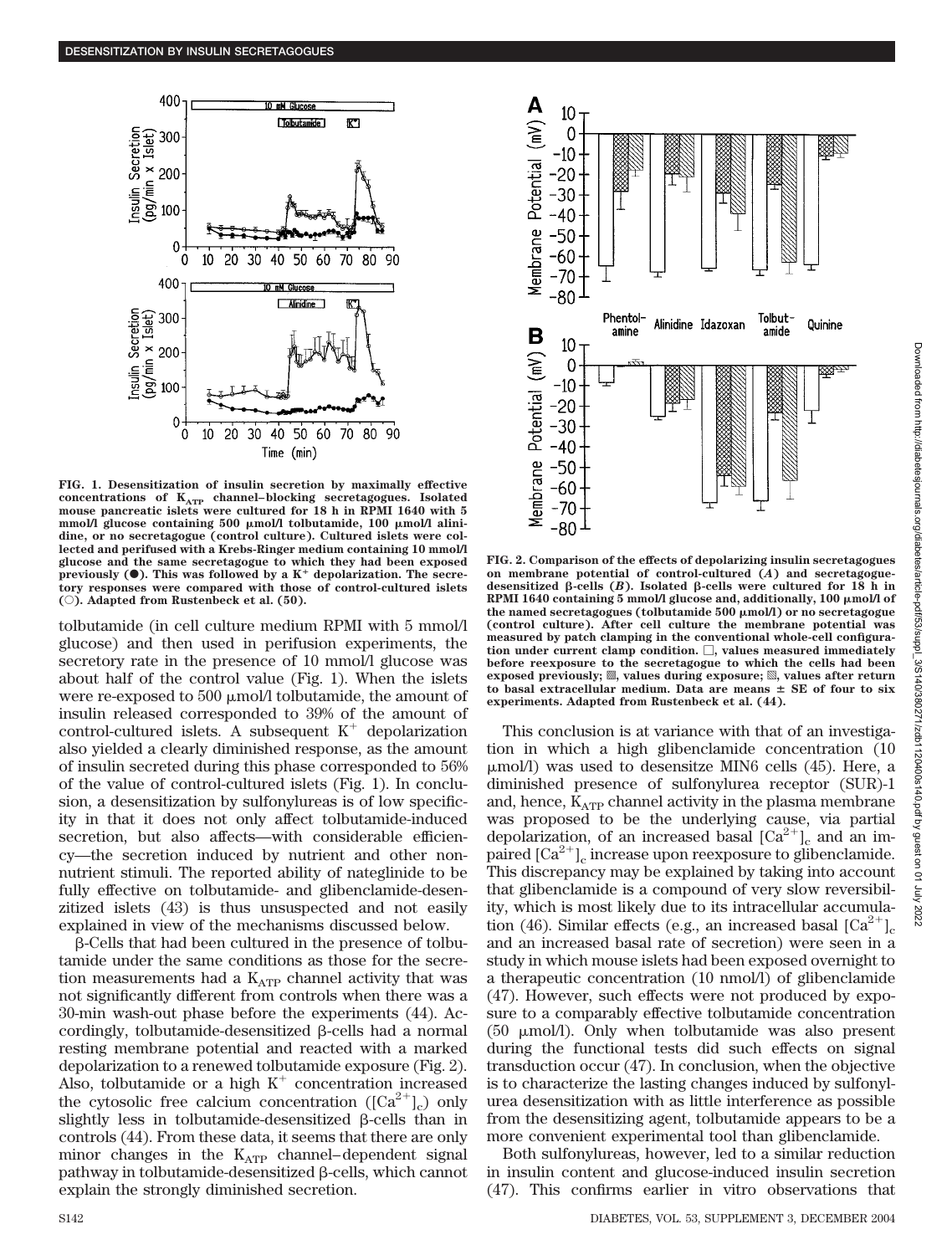FIG. 1. Desensitization of insulin secretion by maximally effective concentrations of $K_{ATP}$ channel–blocking secretagogues. Isolated mouse pancreatic islets were cultured for 18 h in RPMI 1640 with 5 mmol/l glucose containing 500 μmol/l tolbutamide, 100 μmol/l alinidine, or no secretagogue (control culture). Cultured islets were collected and perifused with a Krebs-Ringer medium containing 10 mmol/l glucose and the same secretagogue to which they had been exposed previously (●). This was followed by a $K^+$ depolarization. The secretory responses were compared with those of control-cultured islets (○). Adapted from Rustenbeck et al. (50).

tolbutamide (in cell culture medium RPMI with 5 mmol/l glucose) and then used in perifusion experiments, the secretory rate in the presence of 10 mmol/l glucose was about half of the control value (Fig. 1). When the islets were re-exposed to 500 μmol/l tolbutamide, the amount of insulin released corresponded to 39% of the amount of control-cultured islets. A subsequent $K^+$ depolarization also yielded a clearly diminished response, as the amount of insulin secreted during this phase corresponded to 56% of the value of control-cultured islets (Fig. 1). In conclusion, a desensitization by sulfonylureas is of low specificity in that it does not only affect tolbutamide-induced secretion, but also affects—with considerable efficiency—the secretion induced by nutrient and other non-nutrient stimuli. The reported ability of nateglinide to be fully effective on tolbutamide- and glibenclamide-desensitized islets (43) is thus unsuspected and not easily explained in view of the mechanisms discussed below.

β-Cells that had been cultured in the presence of tolbutamide under the same conditions as those for the secretion measurements had a $K_{ATP}$ channel activity that was not significantly different from controls when there was a 30-min wash-out phase before the experiments (44). Accordingly, tolbutamide-desensitized β-cells had a normal resting membrane potential and reacted with a marked depolarization to a renewed tolbutamide exposure (Fig. 2). Also, tolbutamide or a high $K^+$ concentration increased the cytosolic free calcium concentration ($[Ca^{2+}]_c$) only slightly less in tolbutamide-desensitized β-cells than in controls (44). From these data, it seems that there are only minor changes in the $K_{ATP}$ channel–dependent signal pathway in tolbutamide-desensitized β-cells, which cannot explain the strongly diminished secretion.

FIG. 2. Comparison of the effects of depolarizing insulin secretagogues on membrane potential of control-cultured (*A*) and secretagogue-desensitized β-cells (*B*). Isolated β-cells were cultured for 18 h in RPMI 1640 containing 5 mmol/l glucose and, additionally, 100 μmol/l of the named secretagogues (tolbutamide 500 μmol/l) or no secretagogue (control culture). After cell culture the membrane potential was measured by patch clamping in the conventional whole-cell configuration under current clamp condition. □, values measured immediately before reexposure to the secretagogue to which the cells had been exposed previously; ▨, values during exposure; ▧, values after return to basal extracellular medium. Data are means ± SE of four to six experiments. Adapted from Rustenbeck et al. (44).

This conclusion is at variance with that of an investigation in which a high glibenclamide concentration (10 μmol/l) was used to desensitze MIN6 cells (45). Here, a diminished presence of sulfonylurea receptor (SUR)-1 and, hence, $K_{ATP}$ channel activity in the plasma membrane was proposed to be the underlying cause, via partial depolarization, of an increased basal $[Ca^{2+}]_c$ and an impaired $[Ca^{2+}]_c$ increase upon reexposure to glibenclamide. This discrepancy may be explained by taking into account that glibenclamide is a compound of very slow reversibility, which is most likely due to its intracellular accumulation (46). Similar effects (e.g., an increased basal $[Ca^{2+}]_c$ and an increased basal rate of secretion) were seen in a study in which mouse islets had been exposed overnight to a therapeutic concentration (10 nmol/l) of glibenclamide (47). However, such effects were not produced by exposure to a comparably effective tolbutamide concentration (50 μmol/l). Only when tolbutamide was also present during the functional tests did such effects on signal transduction occur (47). In conclusion, when the objective is to characterize the lasting changes induced by sulfonylurea desensitization with as little interference as possible from the desensitizing agent, tolbutamide appears to be a more convenient experimental tool than glibenclamide.

Both sulfonylureas, however, led to a similar reduction in insulin content and glucose-induced insulin secretion (47). This confirms earlier in vitro observations that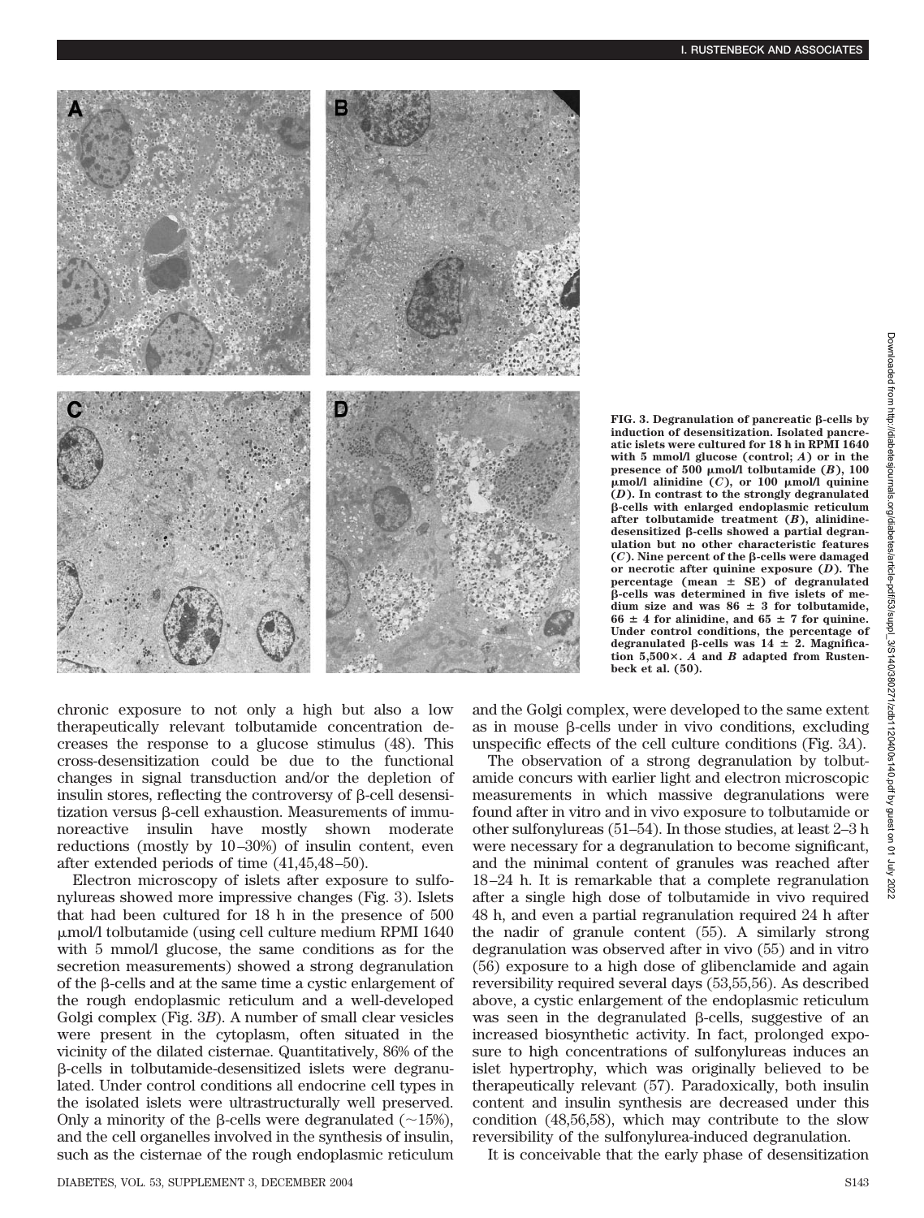FIG. 3. Degranulation of pancreatic β-cells by induction of desensitization. Isolated pancreatic islets were cultured for 18 h in RPMI 1640 with 5 mmol/l glucose (control; *A*) or in the presence of 500 μmol/l tolbutamide (*B*), 100 μmol/l alinidine (*C*), or 100 μmol/l quinine (*D*). In contrast to the strongly degranulated β-cells with enlarged endoplasmic reticulum after tolbutamide treatment (*B*), alinidine-desensitized β-cells showed a partial degranulation but no other characteristic features (*C*). Nine percent of the β-cells were damaged or necrotic after quinine exposure (*D*). The percentage (mean ± SE) of degranulated β-cells was determined in five islets of medium size and was 86 ± 3 for tolbutamide, 66 ± 4 for alinidine, and 65 ± 7 for quinine. Under control conditions, the percentage of degranulated β-cells was 14 ± 2. Magnification 5,500×. *A* and *B* adapted from Rustenbeck et al. (50).

chronic exposure to not only a high but also a low therapeutically relevant tolbutamide concentration decreases the response to a glucose stimulus (48). This cross-desensitization could be due to the functional changes in signal transduction and/or the depletion of insulin stores, reflecting the controversy of β-cell desensitization versus β-cell exhaustion. Measurements of immunoreactive insulin have mostly shown moderate reductions (mostly by 10–30%) of insulin content, even after extended periods of time (41,45,48–50).

Electron microscopy of islets after exposure to sulfonylureas showed more impressive changes (Fig. 3). Islets that had been cultured for 18 h in the presence of 500 μmol/l tolbutamide (using cell culture medium RPMI 1640 with 5 mmol/l glucose, the same conditions as for the secretion measurements) showed a strong degranulation of the β-cells and at the same time a cystic enlargement of the rough endoplasmic reticulum and a well-developed Golgi complex (Fig. 3*B*). A number of small clear vesicles were present in the cytoplasm, often situated in the vicinity of the dilated cisternae. Quantitatively, 86% of the β-cells in tolbutamide-desensitized islets were degranulated. Under control conditions all endocrine cell types in the isolated islets were ultrastructurally well preserved. Only a minority of the β-cells were degranulated (~15%), and the cell organelles involved in the synthesis of insulin, such as the cisternae of the rough endoplasmic reticulum and the Golgi complex, were developed to the same extent as in mouse β-cells under in vivo conditions, excluding unspecific effects of the cell culture conditions (Fig. 3*A*).

The observation of a strong degranulation by tolbutamide concurs with earlier light and electron microscopic measurements in which massive degranulations were found after in vitro and in vivo exposure to tolbutamide or other sulfonylureas (51–54). In those studies, at least 2–3 h were necessary for a degranulation to become significant, and the minimal content of granules was reached after 18–24 h. It is remarkable that a complete regranulation after a single high dose of tolbutamide in vivo required 48 h, and even a partial regranulation required 24 h after the nadir of granule content (55). A similarly strong degranulation was observed after in vivo (55) and in vitro (56) exposure to a high dose of glibenclamide and again reversibility required several days (53,55,56). As described above, a cystic enlargement of the endoplasmic reticulum was seen in the degranulated β-cells, suggestive of an increased biosynthetic activity. In fact, prolonged exposure to high concentrations of sulfonylureas induces an islet hypertrophy, which was originally believed to be therapeutically relevant (57). Paradoxically, both insulin content and insulin synthesis are decreased under this condition (48,56,58), which may contribute to the slow reversibility of the sulfonylurea-induced degranulation.

It is conceivable that the early phase of desensitization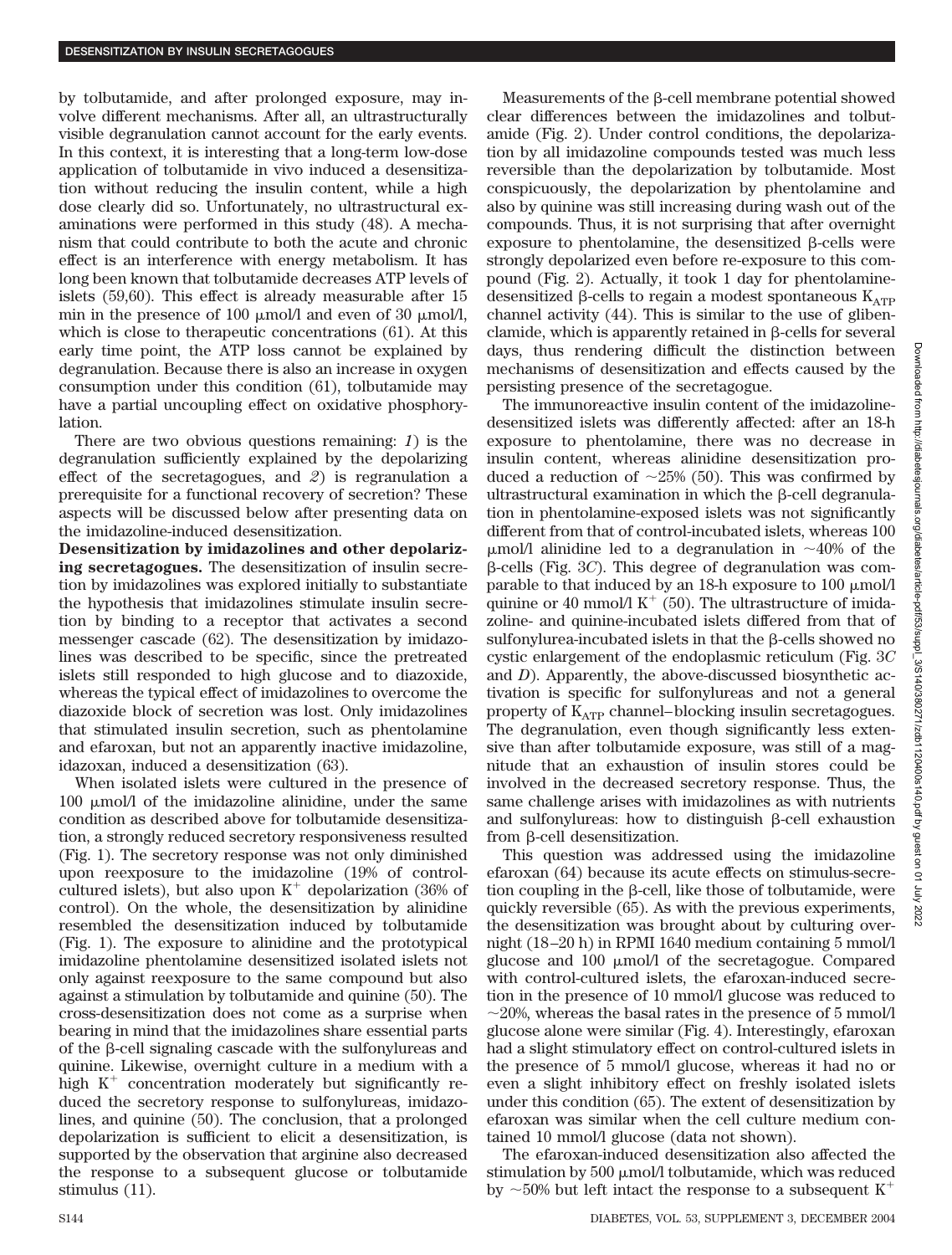by tolbutamide, and after prolonged exposure, may involve different mechanisms. After all, an ultrastructurally visible degranulation cannot account for the early events. In this context, it is interesting that a long-term low-dose application of tolbutamide in vivo induced a desensitization without reducing the insulin content, while a high dose clearly did so. Unfortunately, no ultrastructural examinations were performed in this study (48). A mechanism that could contribute to both the acute and chronic effect is an interference with energy metabolism. It has long been known that tolbutamide decreases ATP levels of islets (59,60). This effect is already measurable after 15 min in the presence of 100 μmol/l and even of 30 μmol/l, which is close to therapeutic concentrations (61). At this early time point, the ATP loss cannot be explained by degranulation. Because there is also an increase in oxygen consumption under this condition (61), tolbutamide may have a partial uncoupling effect on oxidative phosphorylation.

There are two obvious questions remaining: *1*) is the degranulation sufficiently explained by the depolarizing effect of the secretagogues, and *2*) is regranulation a prerequisite for a functional recovery of secretion? These aspects will be discussed below after presenting data on the imidazoline-induced desensitization.

**Desensitization by imidazolines and other depolarizing secretagogues.** The desensitization of insulin secretion by imidazolines was explored initially to substantiate the hypothesis that imidazolines stimulate insulin secretion by binding to a receptor that activates a second messenger cascade (62). The desensitization by imidazolines was described to be specific, since the pretreated islets still responded to high glucose and to diazoxide, whereas the typical effect of imidazolines to overcome the diazoxide block of secretion was lost. Only imidazolines that stimulated insulin secretion, such as phentolamine and efaroxan, but not an apparently inactive imidazoline, idazoxan, induced a desensitization (63).

When isolated islets were cultured in the presence of 100 μmol/l of the imidazoline alinidine, under the same condition as described above for tolbutamide desensitization, a strongly reduced secretory responsiveness resulted (Fig. 1). The secretory response was not only diminished upon reexposure to the imidazoline (19% of control-cultured islets), but also upon $K^+$ depolarization (36% of control). On the whole, the desensitization by alinidine resembled the desensitization induced by tolbutamide (Fig. 1). The exposure to alinidine and the prototypical imidazoline phentolamine desensitized isolated islets not only against reexposure to the same compound but also against a stimulation by tolbutamide and quinine (50). The cross-desensitization does not come as a surprise when bearing in mind that the imidazolines share essential parts of the β-cell signaling cascade with the sulfonylureas and quinine. Likewise, overnight culture in a medium with a high $K^+$ concentration moderately but significantly reduced the secretory response to sulfonylureas, imidazolines, and quinine (50). The conclusion, that a prolonged depolarization is sufficient to elicit a desensitization, is supported by the observation that arginine also decreased the response to a subsequent glucose or tolbutamide stimulus (11).

Measurements of the β-cell membrane potential showed clear differences between the imidazolines and tolbutamide (Fig. 2). Under control conditions, the depolarization by all imidazoline compounds tested was much less reversible than the depolarization by tolbutamide. Most conspicuously, the depolarization by phentolamine and also by quinine was still increasing during wash out of the compounds. Thus, it is not surprising that after overnight exposure to phentolamine, the desensitized β-cells were strongly depolarized even before re-exposure to this compound (Fig. 2). Actually, it took 1 day for phentolamine-desensitized β-cells to regain a modest spontaneous $K_{ATP}$ channel activity (44). This is similar to the use of glibenclamide, which is apparently retained in β-cells for several days, thus rendering difficult the distinction between mechanisms of desensitization and effects caused by the persisting presence of the secretagogue.

The immunoreactive insulin content of the imidazoline-desensitized islets was differently affected: after an 18-h exposure to phentolamine, there was no decrease in insulin content, whereas alinidine desensitization produced a reduction of ~25% (50). This was confirmed by ultrastructural examination in which the β-cell degranulation in phentolamine-exposed islets was not significantly different from that of control-incubated islets, whereas 100 μmol/l alinidine led to a degranulation in ~40% of the β-cells (Fig. 3*C*). This degree of degranulation was comparable to that induced by an 18-h exposure to 100 μmol/l quinine or 40 mmol/l $K^+$ (50). The ultrastructure of imidazoline- and quinine-incubated islets differed from that of sulfonylurea-incubated islets in that the β-cells showed no cystic enlargement of the endoplasmic reticulum (Fig. 3*C* and *D*). Apparently, the above-discussed biosynthetic activation is specific for sulfonylureas and not a general property of $K_{ATP}$ channel–blocking insulin secretagogues. The degranulation, even though significantly less extensive than after tolbutamide exposure, was still of a magnitude that an exhaustion of insulin stores could be involved in the decreased secretory response. Thus, the same challenge arises with imidazolines as with nutrients and sulfonylureas: how to distinguish β-cell exhaustion from β-cell desensitization.

This question was addressed using the imidazoline efaroxan (64) because its acute effects on stimulus-secretion coupling in the β-cell, like those of tolbutamide, were quickly reversible (65). As with the previous experiments, the desensitization was brought about by culturing overnight (18–20 h) in RPMI 1640 medium containing 5 mmol/l glucose and 100 μmol/l of the secretagogue. Compared with control-cultured islets, the efaroxan-induced secretion in the presence of 10 mmol/l glucose was reduced to ~20%, whereas the basal rates in the presence of 5 mmol/l glucose alone were similar (Fig. 4). Interestingly, efaroxan had a slight stimulatory effect on control-cultured islets in the presence of 5 mmol/l glucose, whereas it had no or even a slight inhibitory effect on freshly isolated islets under this condition (65). The extent of desensitization by efaroxan was similar when the cell culture medium contained 10 mmol/l glucose (data not shown).

The efaroxan-induced desensitization also affected the stimulation by 500 μmol/l tolbutamide, which was reduced by ~50% but left intact the response to a subsequent $K^+$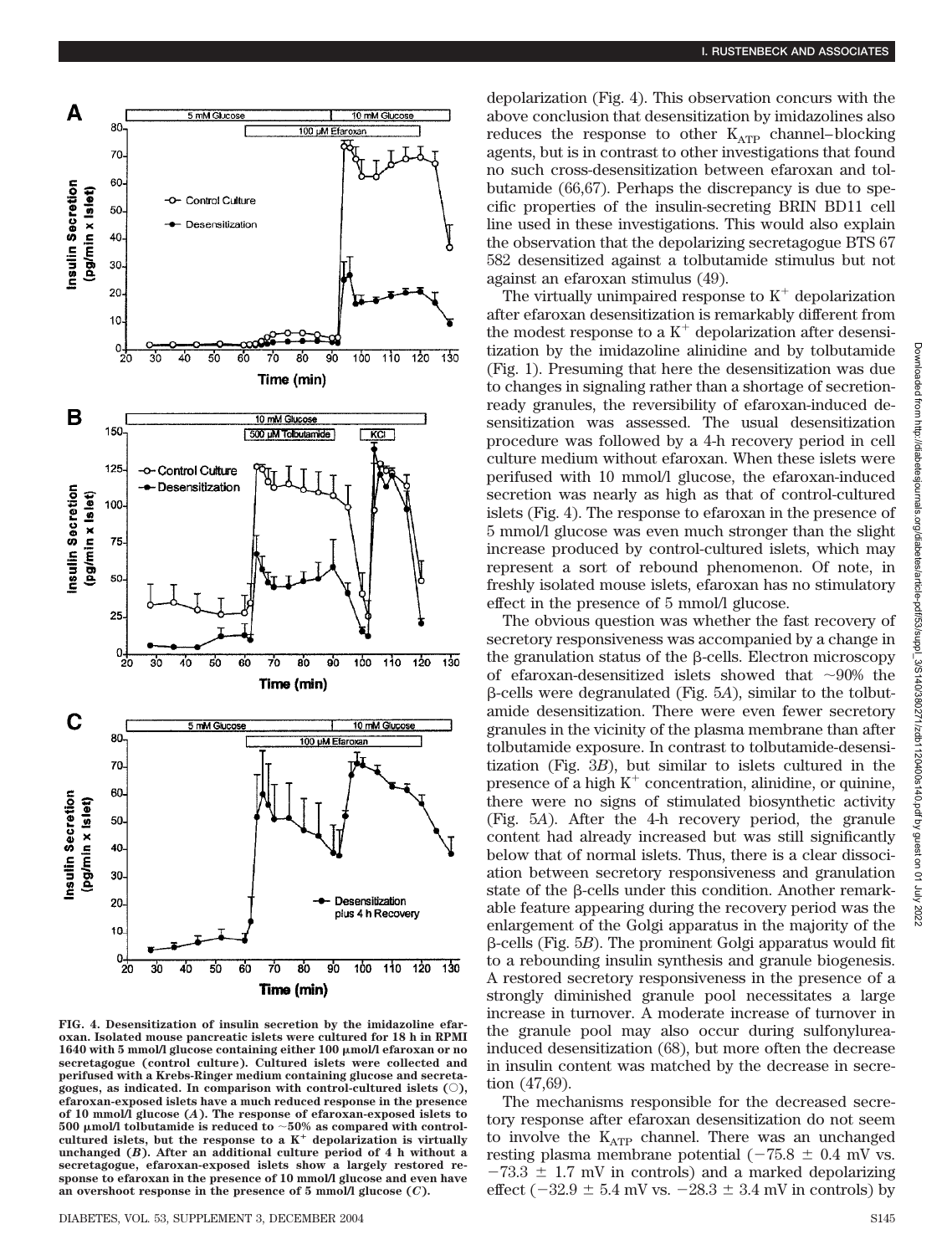FIG. 4. Desensitization of insulin secretion by the imidazoline efaroxan. Isolated mouse pancreatic islets were cultured for 18 h in RPMI 1640 with 5 mmol/l glucose containing either 100 μmol/l efaroxan or no secretagogue (control culture). Cultured islets were collected and perifused with a Krebs-Ringer medium containing glucose and secretagogues, as indicated. In comparison with control-cultured islets (○), efaroxan-exposed islets have a much reduced response in the presence of 10 mmol/l glucose (*A*). The response of efaroxan-exposed islets to 500 μmol/l tolbutamide is reduced to ~50% as compared with control-cultured islets, but the response to a $K^+$ depolarization is virtually unchanged (*B*). After an additional culture period of 4 h without a secretagogue, efaroxan-exposed islets show a largely restored response to efaroxan in the presence of 10 mmol/l glucose and even have an overshoot response in the presence of 5 mmol/l glucose (*C*).

depolarization (Fig. 4). This observation concurs with the above conclusion that desensitization by imidazolines also reduces the response to other $K_{ATP}$ channel–blocking agents, but is in contrast to other investigations that found no such cross-desensitization between efaroxan and tolbutamide (66,67). Perhaps the discrepancy is due to specific properties of the insulin-secreting BRIN BD11 cell line used in these investigations. This would also explain the observation that the depolarizing secretagogue BTS 67 582 desensitized against a tolbutamide stimulus but not against an efaroxan stimulus (49).

The virtually unimpaired response to $K^+$ depolarization after efaroxan desensitization is remarkably different from the modest response to a $K^+$ depolarization after desensitization by the imidazoline alinidine and by tolbutamide (Fig. 1). Presuming that here the desensitization was due to changes in signaling rather than a shortage of secretion-ready granules, the reversibility of efaroxan-induced desensitization was assessed. The usual desensitization procedure was followed by a 4-h recovery period in cell culture medium without efaroxan. When these islets were perifused with 10 mmol/l glucose, the efaroxan-induced secretion was nearly as high as that of control-cultured islets (Fig. 4). The response to efaroxan in the presence of 5 mmol/l glucose was even much stronger than the slight increase produced by control-cultured islets, which may represent a sort of rebound phenomenon. Of note, in freshly isolated mouse islets, efaroxan has no stimulatory effect in the presence of 5 mmol/l glucose.

The obvious question was whether the fast recovery of secretory responsiveness was accompanied by a change in the granulation status of the β-cells. Electron microscopy of efaroxan-desensitized islets showed that ~90% the β-cells were degranulated (Fig. 5*A*), similar to the tolbutamide desensitization. There were even fewer secretory granules in the vicinity of the plasma membrane than after tolbutamide exposure. In contrast to tolbutamide-desensitization (Fig. 3*B*), but similar to islets cultured in the presence of a high $K^+$ concentration, alinidine, or quinine, there were no signs of stimulated biosynthetic activity (Fig. 5*A*). After the 4-h recovery period, the granule content had already increased but was still significantly below that of normal islets. Thus, there is a clear dissociation between secretory responsiveness and granulation state of the β-cells under this condition. Another remarkable feature appearing during the recovery period was the enlargement of the Golgi apparatus in the majority of the β-cells (Fig. 5*B*). The prominent Golgi apparatus would fit to a rebounding insulin synthesis and granule biogenesis. A restored secretory responsiveness in the presence of a strongly diminished granule pool necessitates a large increase in turnover. A moderate increase of turnover in the granule pool may also occur during sulfonylurea-induced desensitization (68), but more often the decrease in insulin content was matched by the decrease in secretion (47,69).

The mechanisms responsible for the decreased secretory response after efaroxan desensitization do not seem to involve the $K_{ATP}$ channel. There was an unchanged resting plasma membrane potential ($-75.8 \pm 0.4$ mV vs. $-73.3 \pm 1.7$ mV in controls) and a marked depolarizing effect ($-32.9 \pm 5.4$ mV vs. $-28.3 \pm 3.4$ mV in controls) by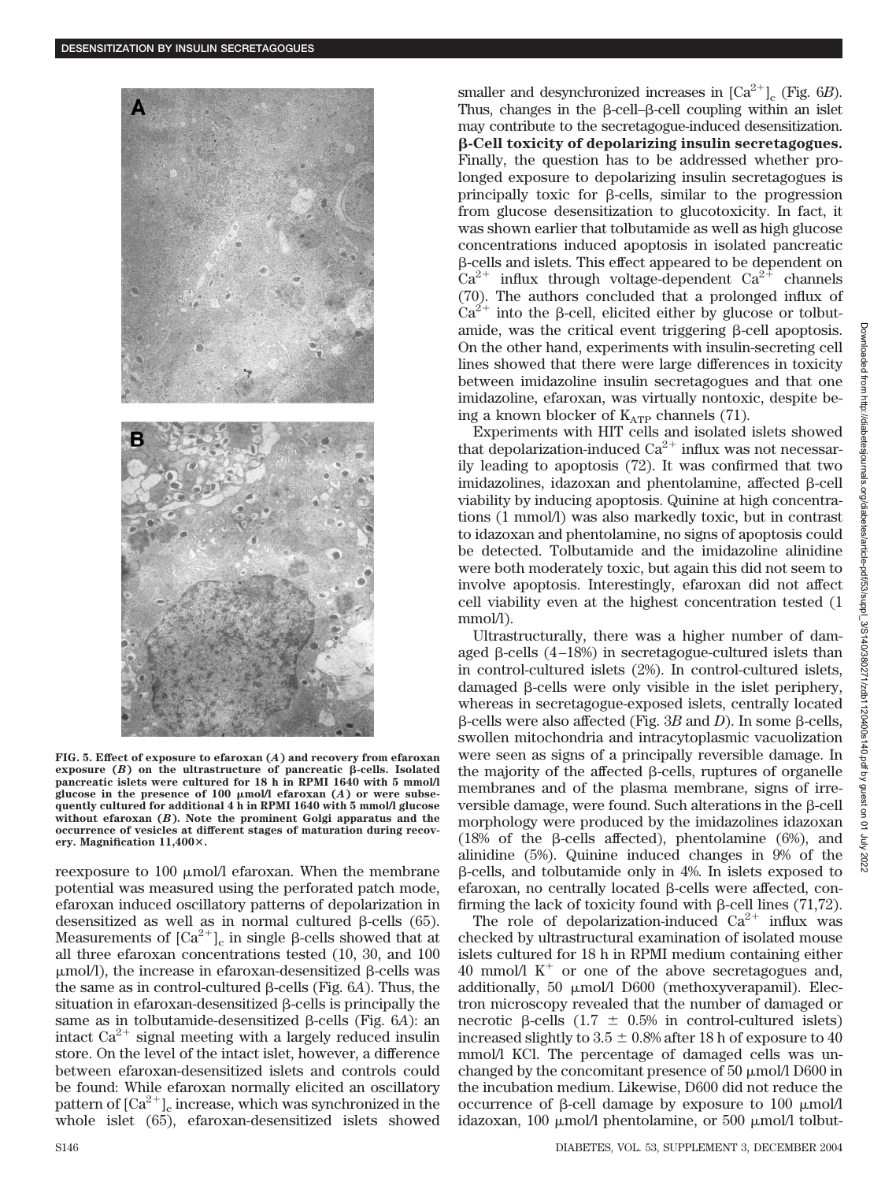FIG. 5. **Effect of exposure to efaroxan (*A*) and recovery from efaroxan exposure (*B*) on the ultrastructure of pancreatic β-cells. Isolated pancreatic islets were cultured for 18 h in RPMI 1640 with 5 mmol/l glucose in the presence of 100 μmol/l efaroxan (*A*) or were subsequently cultured for additional 4 h in RPMI 1640 with 5 mmol/l glucose without efaroxan (*B*). Note the prominent Golgi apparatus and the occurrence of vesicles at different stages of maturation during recovery. Magnification 11,400×.**

reexposure to 100 μmol/l efaroxan. When the membrane potential was measured using the perforated patch mode, efaroxan induced oscillatory patterns of depolarization in desensitized as well as in normal cultured β-cells (65). Measurements of $[Ca^{2+}]_c$ in single β-cells showed that at all three efaroxan concentrations tested (10, 30, and 100 μmol/l), the increase in efaroxan-desensitized β-cells was the same as in control-cultured β-cells (Fig. 6*A*). Thus, the situation in efaroxan-desensitized β-cells is principally the same as in tolbutamide-desensitized β-cells (Fig. 6*A*): an intact $Ca^{2+}$ signal meeting with a largely reduced insulin store. On the level of the intact islet, however, a difference between efaroxan-desensitized islets and controls could be found: While efaroxan normally elicited an oscillatory pattern of $[Ca^{2+}]_c$ increase, which was synchronized in the whole islet (65), efaroxan-desensitized islets showed smaller and desynchronized increases in $[Ca^{2+}]_c$ (Fig. 6*B*). Thus, changes in the β-cell–β-cell coupling within an islet may contribute to the secretagogue-induced desensitization.

**β-Cell toxicity of depolarizing insulin secretagogues.** Finally, the question has to be addressed whether prolonged exposure to depolarizing insulin secretagogues is principally toxic for β-cells, similar to the progression from glucose desensitization to glucotoxicity. In fact, it was shown earlier that tolbutamide as well as high glucose concentrations induced apoptosis in isolated pancreatic β-cells and islets. This effect appeared to be dependent on $Ca^{2+}$ influx through voltage-dependent $Ca^{2+}$ channels (70). The authors concluded that a prolonged influx of $Ca^{2+}$ into the β-cell, elicited either by glucose or tolbutamide, was the critical event triggering β-cell apoptosis. On the other hand, experiments with insulin-secreting cell lines showed that there were large differences in toxicity between imidazoline insulin secretagogues and that one imidazoline, efaroxan, was virtually nontoxic, despite being a known blocker of $K_{ATP}$ channels (71).

Experiments with HIT cells and isolated islets showed that depolarization-induced $Ca^{2+}$ influx was not necessarily leading to apoptosis (72). It was confirmed that two imidazolines, idazoxan and phentolamine, affected β-cell viability by inducing apoptosis. Quinine at high concentrations (1 mmol/l) was also markedly toxic, but in contrast to idazoxan and phentolamine, no signs of apoptosis could be detected. Tolbutamide and the imidazoline alinidine were both moderately toxic, but again this did not seem to involve apoptosis. Interestingly, efaroxan did not affect cell viability even at the highest concentration tested (1 mmol/l).

Ultrastructurally, there was a higher number of damaged β-cells (4–18%) in secretagogue-cultured islets than in control-cultured islets (2%). In control-cultured islets, damaged β-cells were only visible in the islet periphery, whereas in secretagogue-exposed islets, centrally located β-cells were also affected (Fig. 3*B* and *D*). In some β-cells, swollen mitochondria and intracytoplasmic vacuolization were seen as signs of a principally reversible damage. In the majority of the affected β-cells, ruptures of organelle membranes and of the plasma membrane, signs of irreversible damage, were found. Such alterations in the β-cell morphology were produced by the imidazolines idazoxan (18% of the β-cells affected), phentolamine (6%), and alinidine (5%). Quinine induced changes in 9% of the β-cells, and tolbutamide only in 4%. In islets exposed to efaroxan, no centrally located β-cells were affected, confirming the lack of toxicity found with β-cell lines (71,72).

The role of depolarization-induced $Ca^{2+}$ influx was checked by ultrastructural examination of isolated mouse islets cultured for 18 h in RPMI medium containing either 40 mmol/l $K^+$ or one of the above secretagogues and, additionally, 50 μmol/l D600 (methoxyverapamil). Electron microscopy revealed that the number of damaged or necrotic β-cells (1.7 ± 0.5% in control-cultured islets) increased slightly to 3.5 ± 0.8% after 18 h of exposure to 40 mmol/l KCl. The percentage of damaged cells was unchanged by the concomitant presence of 50 μmol/l D600 in the incubation medium. Likewise, D600 did not reduce the occurrence of β-cell damage by exposure to 100 μmol/l idazoxan, 100 μmol/l phentolamine, or 500 μmol/l tolbut-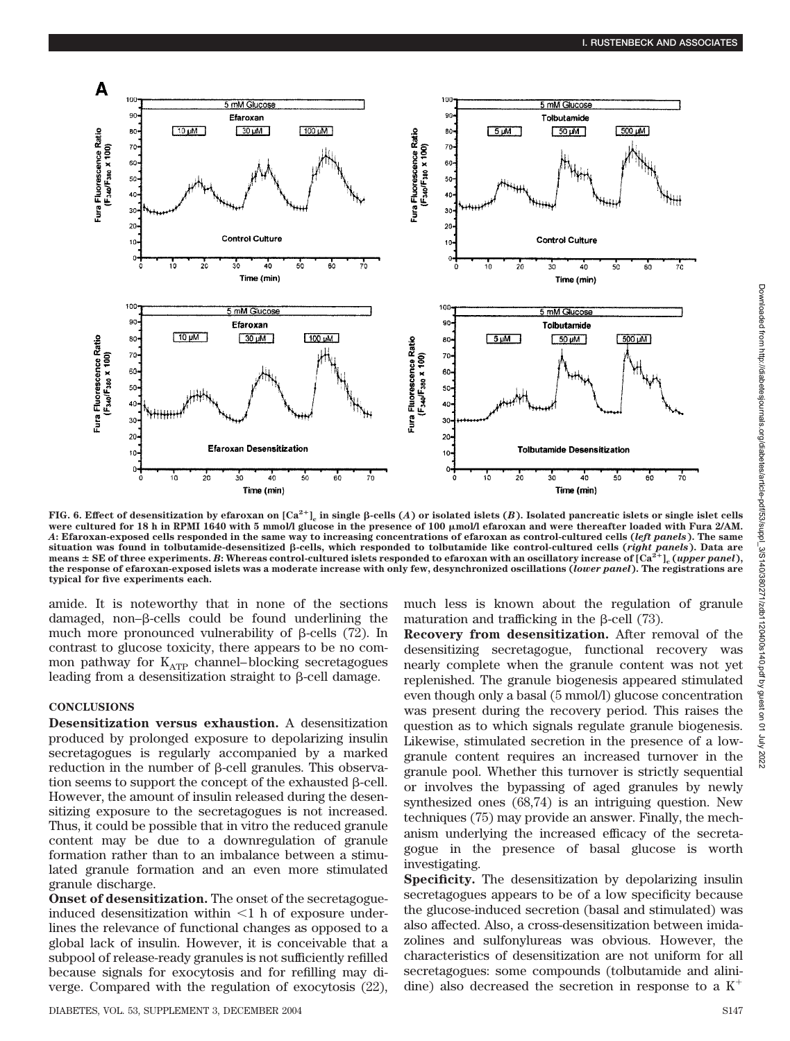FIG. 6. Effect of desensitization by efaroxan on $[Ca^{2+}]_c$ in single β-cells (*A*) or isolated islets (*B*). Isolated pancreatic islets or single islet cells were cultured for 18 h in RPMI 1640 with 5 mmol/l glucose in the presence of 100 μmol/l efaroxan and were thereafter loaded with Fura 2/AM. *A*: Efaroxan-exposed cells responded in the same way to increasing concentrations of efaroxan as control-cultured cells (*left panels*). The same situation was found in tolbutamide-desensitized β-cells, which responded to tolbutamide like control-cultured cells (*right panels*). Data are means ± SE of three experiments. *B*: Whereas control-cultured islets responded to efaroxan with an oscillatory increase of $[Ca^{2+}]_c$ (*upper panel*), the response of efaroxan-exposed islets was a moderate increase with only few, desynchronized oscillations (*lower panel*). The registrations are typical for five experiments each.

amide. It is noteworthy that in none of the sections damaged, non–β-cells could be found underlining the much more pronounced vulnerability of β-cells (72). In contrast to glucose toxicity, there appears to be no common pathway for $K_{ATP}$ channel–blocking secretagogues leading from a desensitization straight to β-cell damage.

## CONCLUSIONS

**Desensitization versus exhaustion.** A desensitization produced by prolonged exposure to depolarizing insulin secretagogues is regularly accompanied by a marked reduction in the number of β-cell granules. This observation seems to support the concept of the exhausted β-cell. However, the amount of insulin released during the desensitizing exposure to the secretagogues is not increased. Thus, it could be possible that in vitro the reduced granule content may be due to a downregulation of granule formation rather than to an imbalance between a stimulated granule formation and an even more stimulated granule discharge.

**Onset of desensitization.** The onset of the secretagogue-induced desensitization within <1 h of exposure underlines the relevance of functional changes as opposed to a global lack of insulin. However, it is conceivable that a subpool of release-ready granules is not sufficiently refilled because signals for exocytosis and for refilling may diverge. Compared with the regulation of exocytosis (22), much less is known about the regulation of granule maturation and trafficking in the β-cell (73).

**Recovery from desensitization.** After removal of the desensitizing secretagogue, functional recovery was nearly complete when the granule content was not yet replenished. The granule biogenesis appeared stimulated even though only a basal (5 mmol/l) glucose concentration was present during the recovery period. This raises the question as to which signals regulate granule biogenesis. Likewise, stimulated secretion in the presence of a low-granule content requires an increased turnover in the granule pool. Whether this turnover is strictly sequential or involves the bypassing of aged granules by newly synthesized ones (68,74) is an intriguing question. New techniques (75) may provide an answer. Finally, the mechanism underlying the increased efficacy of the secretagogue in the presence of basal glucose is worth investigating.

**Specificity.** The desensitization by depolarizing insulin secretagogues appears to be of a low specificity because the glucose-induced secretion (basal and stimulated) was also affected. Also, a cross-desensitization between imidazolines and sulfonylureas was obvious. However, the characteristics of desensitization are not uniform for all secretagogues: some compounds (tolbutamide and alinidine) also decreased the secretion in response to a $K^+$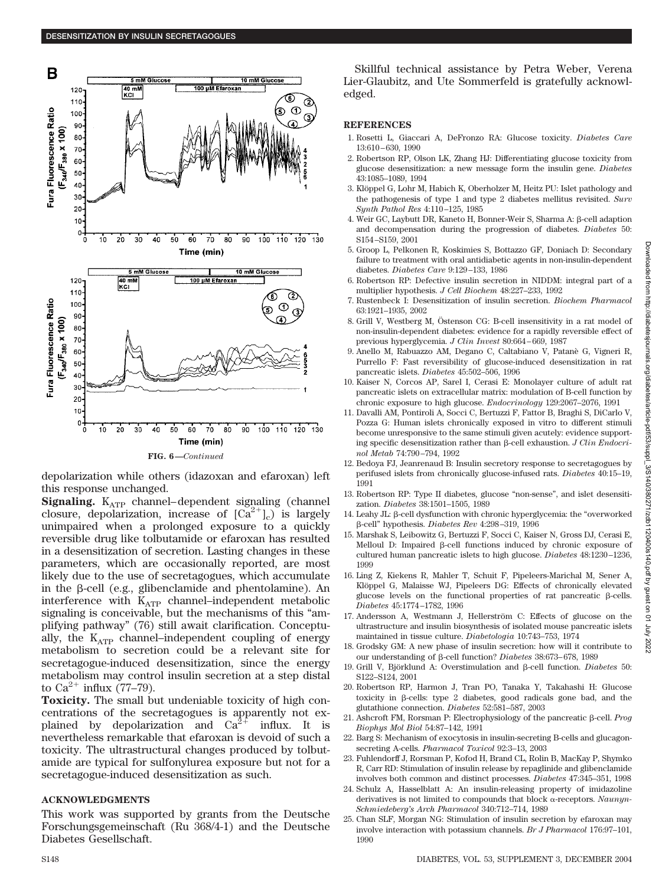**FIG. 6**—*Continued*

depolarization while others (idazoxan and efaroxan) left this response unchanged.

**Signaling.** $K_{ATP}$ channel–dependent signaling (channel closure, depolarization, increase of $[Ca^{2+}]_c$) is largely unimpaired when a prolonged exposure to a quickly reversible drug like tolbutamide or efaroxan has resulted in a desensitization of secretion. Lasting changes in these parameters, which are occasionally reported, are most likely due to the use of secretagogues, which accumulate in the β-cell (e.g., glibenclamide and phentolamine). An interference with $K_{ATP}$ channel–independent metabolic signaling is conceivable, but the mechanisms of this "amplifying pathway" (76) still await clarification. Conceptually, the $K_{ATP}$ channel–independent coupling of energy metabolism to secretion could be a relevant site for secretagogue-induced desensitization, since the energy metabolism may control insulin secretion at a step distal to $Ca^{2+}$ influx (77–79).

**Toxicity.** The small but undeniable toxicity of high concentrations of the secretagogues is apparently not explained by depolarization and $Ca^{2+}$ influx. It is nevertheless remarkable that efaroxan is devoid of such a toxicity. The ultrastructural changes produced by tolbutamide are typical for sulfonylurea exposure but not for a secretagogue-induced desensitization as such.

## ACKNOWLEDGMENTS

This work was supported by grants from the Deutsche Forschungsgemeinschaft (Ru 368/4-1) and the Deutsche Diabetes Gesellschaft.

Skillful technical assistance by Petra Weber, Verena Lier-Glaubitz, and Ute Sommerfeld is gratefully acknowledged.

## REFERENCES

1. Rosetti L, Giaccari A, DeFronzo RA: Glucose toxicity. *Diabetes Care* 13:610–630, 1990
2. Robertson RP, Olson LK, Zhang HJ: Differentiating glucose toxicity from glucose desensitization: a new message form the insulin gene. *Diabetes* 43:1085–1089, 1994
3. Klöppel G, Lohr M, Habich K, Oberholzer M, Heitz PU: Islet pathology and the pathogenesis of type 1 and type 2 diabetes mellitus revisited. *Surv Synth Pathol Res* 4:110–125, 1985
4. Weir GC, Laybutt DR, Kaneto H, Bonner-Weir S, Sharma A: β-cell adaption and decompensation during the progression of diabetes. *Diabetes* 50: S154–S159, 2001
5. Groop L, Pelkonen R, Koskimies S, Bottazzo GF, Doniach D: Secondary failure to treatment with oral antidiabetic agents in non-insulin-dependent diabetes. *Diabetes Care* 9:129–133, 1986
6. Robertson RP: Defective insulin secretion in NIDDM: integral part of a multiplier hypothesis. *J Cell Biochem* 48:227–233, 1992
7. Rustenbeck I: Desensitization of insulin secretion. *Biochem Pharmacol* 63:1921–1935, 2002
8. Grill V, Westberg M, Östenson CG: B-cell insensitivity in a rat model of non-insulin-dependent diabetes: evidence for a rapidly reversible effect of previous hyperglycemia. *J Clin Invest* 80:664–669, 1987
9. Anello M, Rabuazzo AM, Degano C, Caltabiano V, Patanè G, Vigneri R, Purrello F: Fast reversibility of glucose-induced desensitization in rat pancreatic islets. *Diabetes* 45:502–506, 1996
10. Kaiser N, Corcos AP, Sarel I, Cerasi E: Monolayer culture of adult rat pancreatic islets on extracellular matrix: modulation of B-cell function by chronic exposure to high glucose. *Endocrinology* 129:2067–2076, 1991
11. Davalli AM, Pontiroli A, Socci C, Bertuzzi F, Fattor B, Braghi S, DiCarlo V, Pozza G: Human islets chronically exposed in vitro to different stimuli become unresponsive to the same stimuli given acutely: evidence supporting specific desensitization rather than β-cell exhaustion. *J Clin Endocrinol Metab* 74:790–794, 1992
12. Bedoya FJ, Jeanrenaud B: Insulin secretory response to secretagogues by perifused islets from chronically glucose-infused rats. *Diabetes* 40:15–19, 1991
13. Robertson RP: Type II diabetes, glucose "non-sense", and islet desensitization. *Diabetes* 38:1501–1505, 1989
14. Leahy JL: β-cell dysfunction with chronic hyperglycemia: the "overworked β-cell" hypothesis. *Diabetes Rev* 4:298–319, 1996
15. Marshak S, Leibowitz G, Bertuzzi F, Socci C, Kaiser N, Gross DJ, Cerasi E, Melloul D: Impaired β-cell functions induced by chronic exposure of cultured human pancreatic islets to high glucose. *Diabetes* 48:1230–1236, 1999
16. Ling Z, Kiekens R, Mahler T, Schuit F, Pipeleers-Marichal M, Sener A, Klöppel G, Malaisse WJ, Pipeleers DG: Effects of chronically elevated glucose levels on the functional properties of rat pancreatic β-cells. *Diabetes* 45:1774–1782, 1996
17. Andersson A, Westmann J, Hellerström C: Effects of glucose on the ultrastructure and insulin biosynthesis of isolated mouse pancreatic islets maintained in tissue culture. *Diabetologia* 10:743–753, 1974
18. Grodsky GM: A new phase of insulin secretion: how will it contribute to our understanding of β-cell function? *Diabetes* 38:673–678, 1989
19. Grill V, Björklund A: Overstimulation and β-cell function. *Diabetes* 50: S122–S124, 2001
20. Robertson RP, Harmon J, Tran PO, Tanaka Y, Takahashi H: Glucose toxicity in β-cells: type 2 diabetes, good radicals gone bad, and the glutathione connection. *Diabetes* 52:581–587, 2003
21. Ashcroft FM, Rorsman P: Electrophysiology of the pancreatic β-cell. *Prog Biophys Mol Biol* 54:87–142, 1991
22. Barg S: Mechanism of exocytosis in insulin-secreting B-cells and glucagon-secreting A-cells. *Pharmacol Toxicol* 92:3–13, 2003
23. Fuhlendorff J, Rorsman P, Kofod H, Brand CL, Rolin B, MacKay P, Shymko R, Carr RD: Stimulation of insulin release by repaglinide and glibenclamide involves both common and distinct processes. *Diabetes* 47:345–351, 1998
24. Schulz A, Hasselblatt A: An insulin-releasing property of imidazoline derivatives is not limited to compounds that block α-receptors. *Naunyn-Schmiedeberg's Arch Pharmacol* 340:712–714, 1989
25. Chan SLF, Morgan NG: Stimulation of insulin secretion by efaroxan may involve interaction with potassium channels. *Br J Pharmacol* 176:97–101, 1990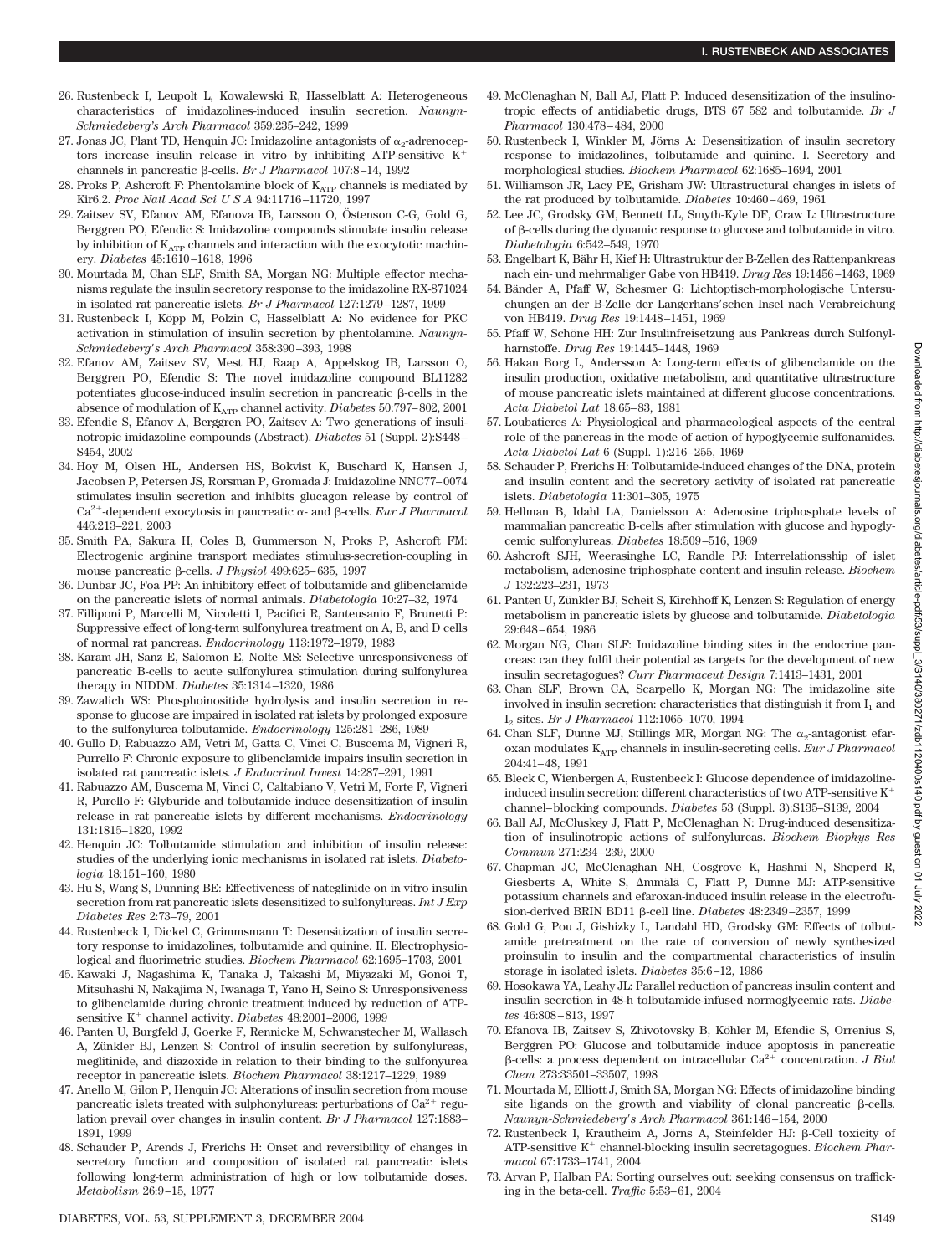26. Rustenbeck I, Leupolt L, Kowalewski R, Hasselblatt A: Heterogeneous characteristics of imidazolines-induced insulin secretion. *Naunyn-Schmiedeberg's Arch Pharmacol* 359:235–242, 1999
27. Jonas JC, Plant TD, Henquin JC: Imidazoline antagonists of $\alpha_2$-adrenoceptors increase insulin release in vitro by inhibiting ATP-sensitive $K^+$ channels in pancreatic β-cells. *Br J Pharmacol* 107:8–14, 1992
28. Proks P, Ashcroft F: Phentolamine block of $K_{ATP}$ channels is mediated by Kir6.2. *Proc Natl Acad Sci U S A* 94:11716–11720, 1997
29. Zaitsev SV, Efanov AM, Efanova IB, Larsson O, Östenson C-G, Gold G, Berggren PO, Efendic S: Imidazoline compounds stimulate insulin release by inhibition of $K_{ATP}$ channels and interaction with the exocytotic machinery. *Diabetes* 45:1610–1618, 1996
30. Mourtada M, Chan SLF, Smith SA, Morgan NG: Multiple effector mechanisms regulate the insulin secretory response to the imidazoline RX-871024 in isolated rat pancreatic islets. *Br J Pharmacol* 127:1279–1287, 1999
31. Rustenbeck I, Köpp M, Polzin C, Hasselblatt A: No evidence for PKC activation in stimulation of insulin secretion by phentolamine. *Naunyn-Schmiedeberg's Arch Pharmacol* 358:390–393, 1998
32. Efanov AM, Zaitsev SV, Mest HJ, Raap A, Appelskog IB, Larsson O, Berggren PO, Efendic S: The novel imidazoline compound BL11282 potentiates glucose-induced insulin secretion in pancreatic β-cells in the absence of modulation of $K_{ATP}$ channel activity. *Diabetes* 50:797–802, 2001
33. Efendic S, Efanov A, Berggren PO, Zaitsev A: Two generations of insulinotropic imidazoline compounds (Abstract). *Diabetes* 51 (Suppl. 2):S448–S454, 2002
34. Hoy M, Olsen HL, Andersen HS, Bokvist K, Buschard K, Hansen J, Jacobsen P, Petersen JS, Rorsman P, Gromada J: Imidazoline NNC77–0074 stimulates insulin secretion and inhibits glucagon release by control of $Ca^{2+}$-dependent exocytosis in pancreatic α- and β-cells. *Eur J Pharmacol* 446:213–221, 2003
35. Smith PA, Sakura H, Coles B, Gummerson N, Proks P, Ashcroft FM: Electrogenic arginine transport mediates stimulus-secretion-coupling in mouse pancreatic β-cells. *J Physiol* 499:625–635, 1997
36. Dunbar JC, Foa PP: An inhibitory effect of tolbutamide and glibenclamide on the pancreatic islets of normal animals. *Diabetologia* 10:27–32, 1974
37. Filliponi P, Marcelli M, Nicoletti I, Pacifici R, Santeusanio F, Brunetti P: Suppressive effect of long-term sulfonylurea treatment on A, B, and D cells of normal rat pancreas. *Endocrinology* 113:1972–1979, 1983
38. Karam JH, Sanz E, Salomon E, Nolte MS: Selective unresponsiveness of pancreatic B-cells to acute sulfonylurea stimulation during sulfonylurea therapy in NIDDM. *Diabetes* 35:1314–1320, 1986
39. Zawalich WS: Phosphoinositide hydrolysis and insulin secretion in response to glucose are impaired in isolated rat islets by prolonged exposure to the sulfonylurea tolbutamide. *Endocrinology* 125:281–286, 1989
40. Gullo D, Rabuazzo AM, Vetri M, Gatta C, Vinci C, Buscema M, Vigneri R, Purrello F: Chronic exposure to glibenclamide impairs insulin secretion in isolated rat pancreatic islets. *J Endocrinol Invest* 14:287–291, 1991
41. Rabuazzo AM, Buscema M, Vinci C, Caltabiano V, Vetri M, Forte F, Vigneri R, Purello F: Glyburide and tolbutamide induce desensitization of insulin release in rat pancreatic islets by different mechanisms. *Endocrinology* 131:1815–1820, 1992
42. Henquin JC: Tolbutamide stimulation and inhibition of insulin release: studies of the underlying ionic mechanisms in isolated rat islets. *Diabetologia* 18:151–160, 1980
43. Hu S, Wang S, Dunning BE: Effectiveness of nateglinide on in vitro insulin secretion from rat pancreatic islets desensitized to sulfonylureas. *Int J Exp Diabetes Res* 2:73–79, 2001
44. Rustenbeck I, Dickel C, Grimmsmann T: Desensitization of insulin secretory response to imidazolines, tolbutamide and quinine. II. Electrophysiological and fluorimetric studies. *Biochem Pharmacol* 62:1695–1703, 2001
45. Kawaki J, Nagashima K, Tanaka J, Takashi M, Miyazaki M, Gonoi T, Mitsuhashi N, Nakajima N, Iwanaga T, Yano H, Seino S: Unresponsiveness to glibenclamide during chronic treatment induced by reduction of ATP-sensitive $K^+$ channel activity. *Diabetes* 48:2001–2006, 1999
46. Panten U, Burgfeld J, Goerke F, Rennicke M, Schwanstecher M, Wallasch A, Zünkler BJ, Lenzen S: Control of insulin secretion by sulfonylureas, meglitinide, and diazoxide in relation to their binding to the sulfonylurea receptor in pancreatic islets. *Biochem Pharmacol* 38:1217–1229, 1989
47. Anello M, Gilon P, Henquin JC: Alterations of insulin secretion from mouse pancreatic islets treated with sulphonylureas: perturbations of $Ca^{2+}$ regulation prevail over changes in insulin content. *Br J Pharmacol* 127:1883–1891, 1999
48. Schauder P, Arends J, Frerichs H: Onset and reversibility of changes in secretory function and composition of isolated rat pancreatic islets following long-term administration of high or low tolbutamide doses. *Metabolism* 26:9–15, 1977
49. McClenaghan N, Ball AJ, Flatt P: Induced desensitization of the insulinotropic effects of antidiabetic drugs, BTS 67 582 and tolbutamide. *Br J Pharmacol* 130:478–484, 2000
50. Rustenbeck I, Winkler M, Jörns A: Desensitization of insulin secretory response to imidazolines, tolbutamide and quinine. I. Secretory and morphological studies. *Biochem Pharmacol* 62:1685–1694, 2001
51. Williamson JR, Lacy PE, Grisham JW: Ultrastructural changes in islets of the rat produced by tolbutamide. *Diabetes* 10:460–469, 1961
52. Lee JC, Grodsky GM, Bennett LL, Smyth-Kyle DF, Craw L: Ultrastructure of β-cells during the dynamic response to glucose and tolbutamide in vitro. *Diabetologia* 6:542–549, 1970
53. Engelbart K, Bähr H, Kief H: Ultrastruktur der B-Zellen des Rattenpankreas nach ein- und mehrmaliger Gabe von HB419. *Drug Res* 19:1456–1463, 1969
54. Bänder A, Pfaff W, Schesmer G: Lichtoptisch-morphologische Untersuchungen an der B-Zelle der Langerhans'schen Insel nach Verabreichung von HB419. *Drug Res* 19:1448–1451, 1969
55. Pfaff W, Schöne HH: Zur Insulinfreisetzung aus Pankreas durch Sulfonylharnstoffe. *Drug Res* 19:1445–1448, 1969
56. Hakan Borg L, Andersson A: Long-term effects of glibenclamide on the insulin production, oxidative metabolism, and quantitative ultrastructure of mouse pancreatic islets maintained at different glucose concentrations. *Acta Diabetol Lat* 18:65–83, 1981
57. Loubatieres A: Physiological and pharmacological aspects of the central role of the pancreas in the mode of action of hypoglycemic sulfonamides. *Acta Diabetol Lat* 6 (Suppl. 1):216–255, 1969
58. Schauder P, Frerichs H: Tolbutamide-induced changes of the DNA, protein and insulin content and the secretory activity of isolated rat pancreatic islets. *Diabetologia* 11:301–305, 1975
59. Hellman B, Idahl LA, Danielsson A: Adenosine triphosphate levels of mammalian pancreatic B-cells after stimulation with glucose and hypoglycemic sulfonylureas. *Diabetes* 18:509–516, 1969
60. Ashcroft SJH, Weerasinghe LC, Randle PJ: Interrelationsship of islet metabolism, adenosine triphosphate content and insulin release. *Biochem J* 132:223–231, 1973
61. Panten U, Zünkler BJ, Scheit S, Kirchhoff K, Lenzen S: Regulation of energy metabolism in pancreatic islets by glucose and tolbutamide. *Diabetologia* 29:648–654, 1986
62. Morgan NG, Chan SLF: Imidazoline binding sites in the endocrine pancreas: can they fulfil their potential as targets for the development of new insulin secretagogues? *Curr Pharmaceut Design* 7:1413–1431, 2001
63. Chan SLF, Brown CA, Scarpello K, Morgan NG: The imidazoline site involved in insulin secretion: characteristics that distinguish it from $I_1$ and $I_2$ sites. *Br J Pharmacol* 112:1065–1070, 1994
64. Chan SLF, Dunne MJ, Stillings MR, Morgan NG: The $\alpha_2$-antagonist efaroxan modulates $K_{ATP}$ channels in insulin-secreting cells. *Eur J Pharmacol* 204:41–48, 1991
65. Bleck C, Wienbergen A, Rustenbeck I: Glucose dependence of imidazoline-induced insulin secretion: different characteristics of two ATP-sensitive $K^+$ channel–blocking compounds. *Diabetes* 53 (Suppl. 3):S135–S139, 2004
66. Ball AJ, McCluskey J, Flatt P, McClenaghan N: Drug-induced desensitization of insulinotropic actions of sulfonylureas. *Biochem Biophys Res Commun* 271:234–239, 2000
67. Chapman JC, McClenaghan NH, Cosgrove K, Hashmi N, Sheperd R, Giesberts A, White S, Ämmälä C, Flatt P, Dunne MJ: ATP-sensitive potassium channels and efaroxan-induced insulin release in the electrofusion-derived BRIN BD11 β-cell line. *Diabetes* 48:2349–2357, 1999
68. Gold G, Pou J, Gishizky L, Landahl HD, Grodsky GM: Effects of tolbutamide pretreatment on the rate of conversion of newly synthesized proinsulin to insulin and the compartmental characteristics of insulin storage in isolated islets. *Diabetes* 35:6–12, 1986
69. Hosokawa YA, Leahy JL: Parallel reduction of pancreas insulin content and insulin secretion in 48-h tolbutamide-infused normoglycemic rats. *Diabetes* 46:808–813, 1997
70. Efanova IB, Zaitsev S, Zhivotovsky B, Köhler M, Efendic S, Orrenius S, Berggren PO: Glucose and tolbutamide induce apoptosis in pancreatic β-cells: a process dependent on intracellular $Ca^{2+}$ concentration. *J Biol Chem* 273:33501–33507, 1998
71. Mourtada M, Elliott J, Smith SA, Morgan NG: Effects of imidazoline binding site ligands on the growth and viability of clonal pancreatic β-cells. *Naunyn-Schmiedeberg's Arch Pharmacol* 361:146–154, 2000
72. Rustenbeck I, Krautheim A, Jörns A, Steinfelder HJ: β-Cell toxicity of ATP-sensitive $K^+$ channel-blocking insulin secretagogues. *Biochem Pharmacol* 67:1733–1741, 2004
73. Arvan P, Halban PA: Sorting ourselves out: seeking consensus on trafficking in the beta-cell. *Traffic* 5:53–61, 2004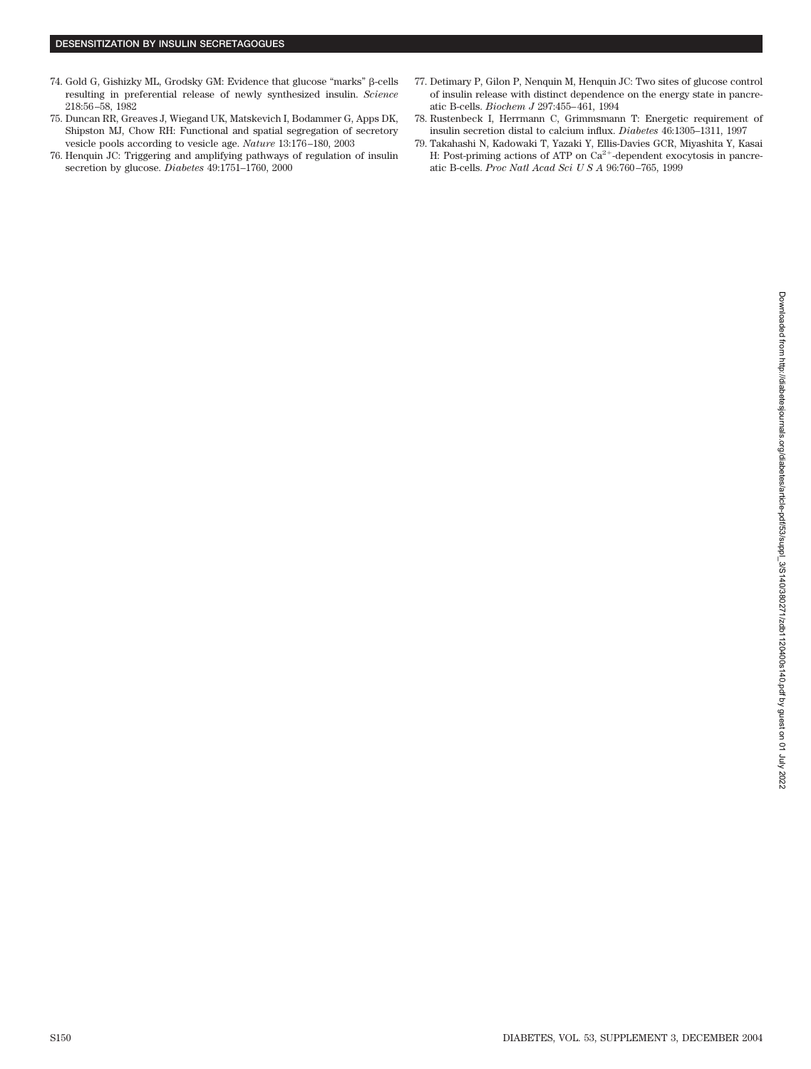74. Gold G, Gishizky ML, Grodsky GM: Evidence that glucose "marks" β-cells resulting in preferential release of newly synthesized insulin. *Science* 218:56–58, 1982
75. Duncan RR, Greaves J, Wiegand UK, Matskevich I, Bodammer G, Apps DK, Shipston MJ, Chow RH: Functional and spatial segregation of secretory vesicle pools according to vesicle age. *Nature* 13:176–180, 2003
76. Henquin JC: Triggering and amplifying pathways of regulation of insulin secretion by glucose. *Diabetes* 49:1751–1760, 2000
77. Detimary P, Gilon P, Nenquin M, Henquin JC: Two sites of glucose control of insulin release with distinct dependence on the energy state in pancreatic B-cells. *Biochem J* 297:455–461, 1994
78. Rustenbeck I, Herrmann C, Grimmsmann T: Energetic requirement of insulin secretion distal to calcium influx. *Diabetes* 46:1305–1311, 1997
79. Takahashi N, Kadowaki T, Yazaki Y, Ellis-Davies GCR, Miyashita Y, Kasai H: Post-priming actions of ATP on $Ca^{2+}$-dependent exocytosis in pancreatic B-cells. *Proc Natl Acad Sci U S A* 96:760–765, 1999